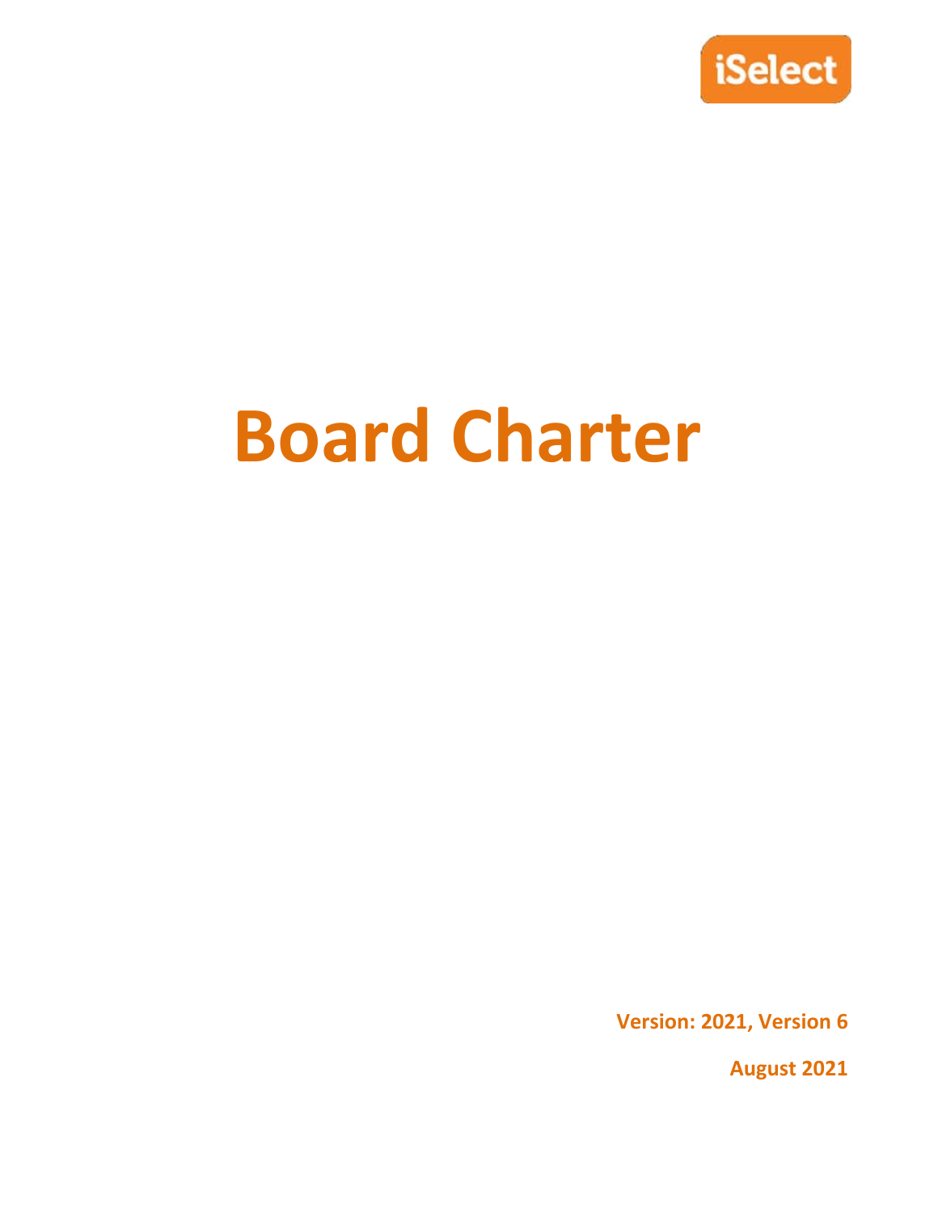iSelect

# Board Charter

**Version: 2021, Version 6**

**August 2021**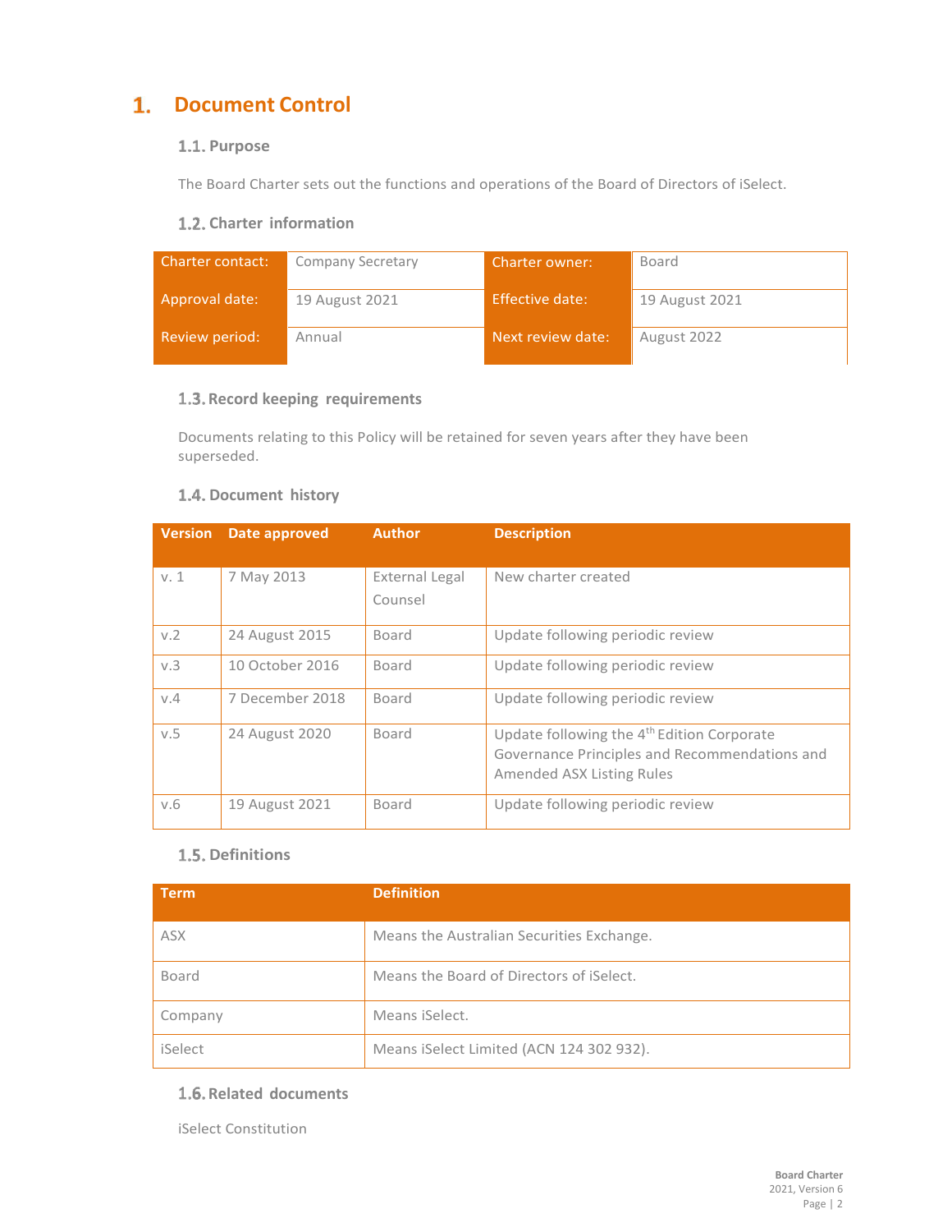# 1. Document Control

## 1.1. Purpose

The Board Charter sets out the functions and operations of the Board of Directors of iSelect.

## 1.2. Charter information

| | | | |
|---|---|---|---|
| Charter contact: | Company Secretary | Charter owner: | Board |
| Approval date: | 19 August 2021 | Effective date: | 19 August 2021 |
| Review period: | Annual | Next review date: | August 2022 |

## 1.3. Record keeping requirements

Documents relating to this Policy will be retained for seven years after they have been superseded.

## 1.4. Document history

| Version | Date approved | Author | Description |
|---|---|---|---|
| v. 1 | 7 May 2013 | External Legal Counsel | New charter created |
| v.2 | 24 August 2015 | Board | Update following periodic review |
| v.3 | 10 October 2016 | Board | Update following periodic review |
| v.4 | 7 December 2018 | Board | Update following periodic review |
| v.5 | 24 August 2020 | Board | Update following the 4th Edition Corporate Governance Principles and Recommendations and Amended ASX Listing Rules |
| v.6 | 19 August 2021 | Board | Update following periodic review |

## 1.5. Definitions

| Term | Definition |
|---|---|
| ASX | Means the Australian Securities Exchange. |
| Board | Means the Board of Directors of iSelect. |
| Company | Means iSelect. |
| iSelect | Means iSelect Limited (ACN 124 302 932). |

## 1.6. Related documents

iSelect Constitution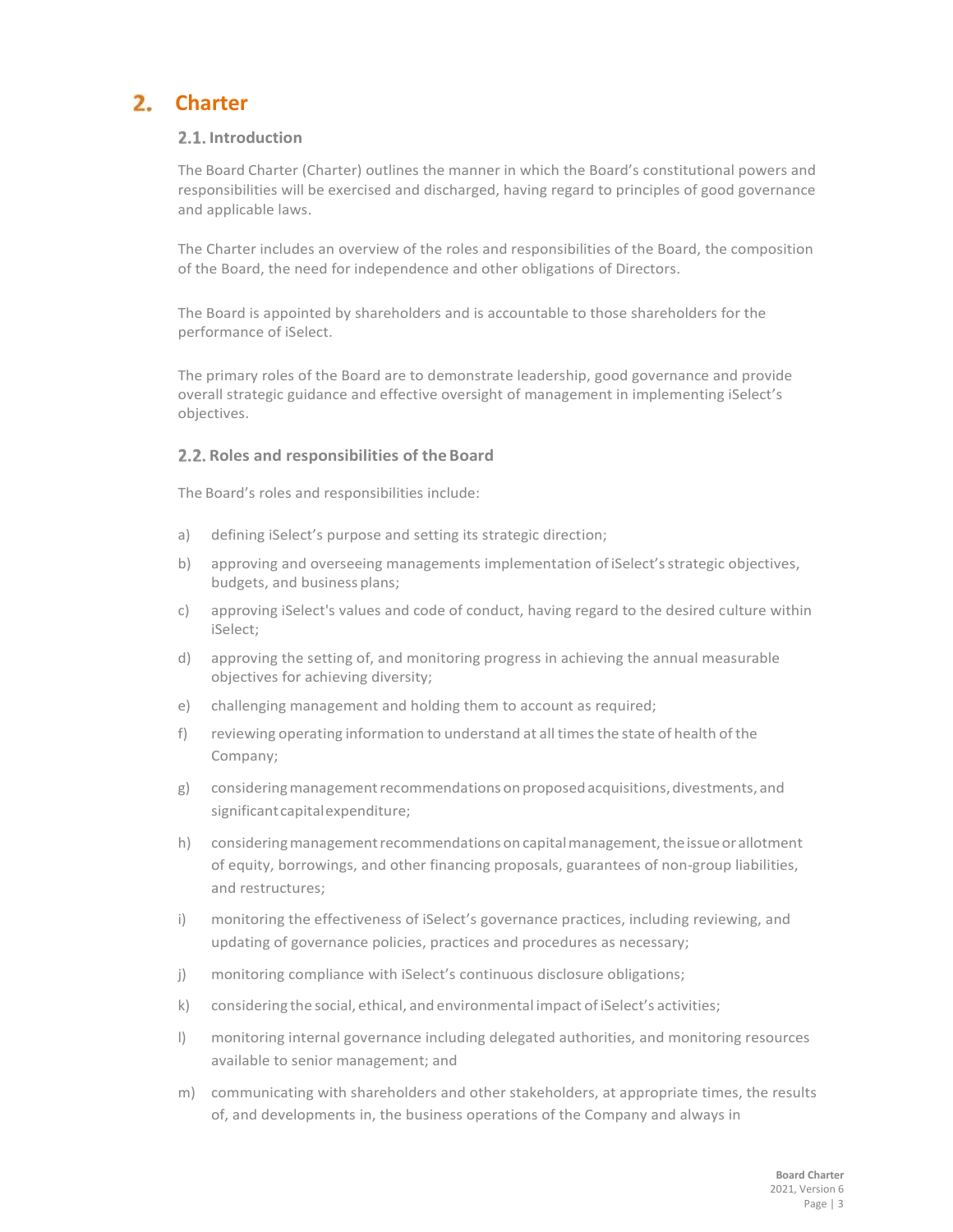# 2. Charter

## 2.1. Introduction

The Board Charter (Charter) outlines the manner in which the Board's constitutional powers and responsibilities will be exercised and discharged, having regard to principles of good governance and applicable laws.

The Charter includes an overview of the roles and responsibilities of the Board, the composition of the Board, the need for independence and other obligations of Directors.

The Board is appointed by shareholders and is accountable to those shareholders for the performance of iSelect.

The primary roles of the Board are to demonstrate leadership, good governance and provide overall strategic guidance and effective oversight of management in implementing iSelect's objectives.

## 2.2. Roles and responsibilities of the Board

The Board's roles and responsibilities include:

a) defining iSelect's purpose and setting its strategic direction;

b) approving and overseeing managements implementation of iSelect's strategic objectives, budgets, and business plans;

c) approving iSelect's values and code of conduct, having regard to the desired culture within iSelect;

d) approving the setting of, and monitoring progress in achieving the annual measurable objectives for achieving diversity;

e) challenging management and holding them to account as required;

f) reviewing operating information to understand at all times the state of health of the Company;

g) considering management recommendations on proposed acquisitions, divestments, and significant capital expenditure;

h) considering management recommendations on capital management, the issue or allotment of equity, borrowings, and other financing proposals, guarantees of non-group liabilities, and restructures;

i) monitoring the effectiveness of iSelect's governance practices, including reviewing, and updating of governance policies, practices and procedures as necessary;

j) monitoring compliance with iSelect's continuous disclosure obligations;

k) considering the social, ethical, and environmental impact of iSelect's activities;

l) monitoring internal governance including delegated authorities, and monitoring resources available to senior management; and

m) communicating with shareholders and other stakeholders, at appropriate times, the results of, and developments in, the business operations of the Company and always in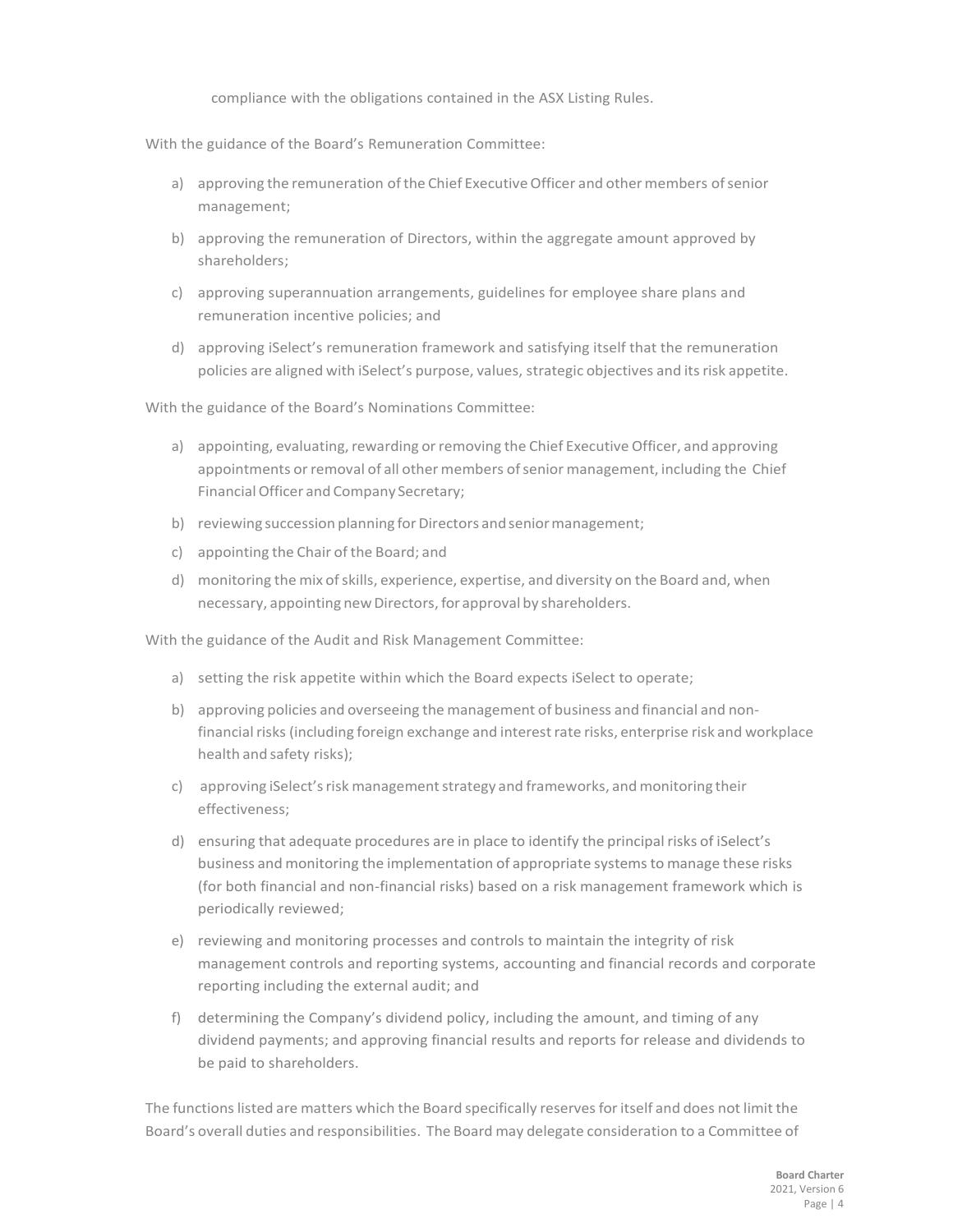compliance with the obligations contained in the ASX Listing Rules.

With the guidance of the Board's Remuneration Committee:

a) approving the remuneration of the Chief Executive Officer and other members of senior management;
b) approving the remuneration of Directors, within the aggregate amount approved by shareholders;
c) approving superannuation arrangements, guidelines for employee share plans and remuneration incentive policies; and
d) approving iSelect's remuneration framework and satisfying itself that the remuneration policies are aligned with iSelect's purpose, values, strategic objectives and its risk appetite.

With the guidance of the Board's Nominations Committee:

a) appointing, evaluating, rewarding or removing the Chief Executive Officer, and approving appointments or removal of all other members of senior management, including the Chief Financial Officer and Company Secretary;
b) reviewing succession planning for Directors and senior management;
c) appointing the Chair of the Board; and
d) monitoring the mix of skills, experience, expertise, and diversity on the Board and, when necessary, appointing new Directors, for approval by shareholders.

With the guidance of the Audit and Risk Management Committee:

a) setting the risk appetite within which the Board expects iSelect to operate;
b) approving policies and overseeing the management of business and financial and non-financial risks (including foreign exchange and interest rate risks, enterprise risk and workplace health and safety risks);
c) approving iSelect's risk management strategy and frameworks, and monitoring their effectiveness;
d) ensuring that adequate procedures are in place to identify the principal risks of iSelect's business and monitoring the implementation of appropriate systems to manage these risks (for both financial and non-financial risks) based on a risk management framework which is periodically reviewed;
e) reviewing and monitoring processes and controls to maintain the integrity of risk management controls and reporting systems, accounting and financial records and corporate reporting including the external audit; and
f) determining the Company's dividend policy, including the amount, and timing of any dividend payments; and approving financial results and reports for release and dividends to be paid to shareholders.

The functions listed are matters which the Board specifically reserves for itself and does not limit the Board's overall duties and responsibilities. The Board may delegate consideration to a Committee of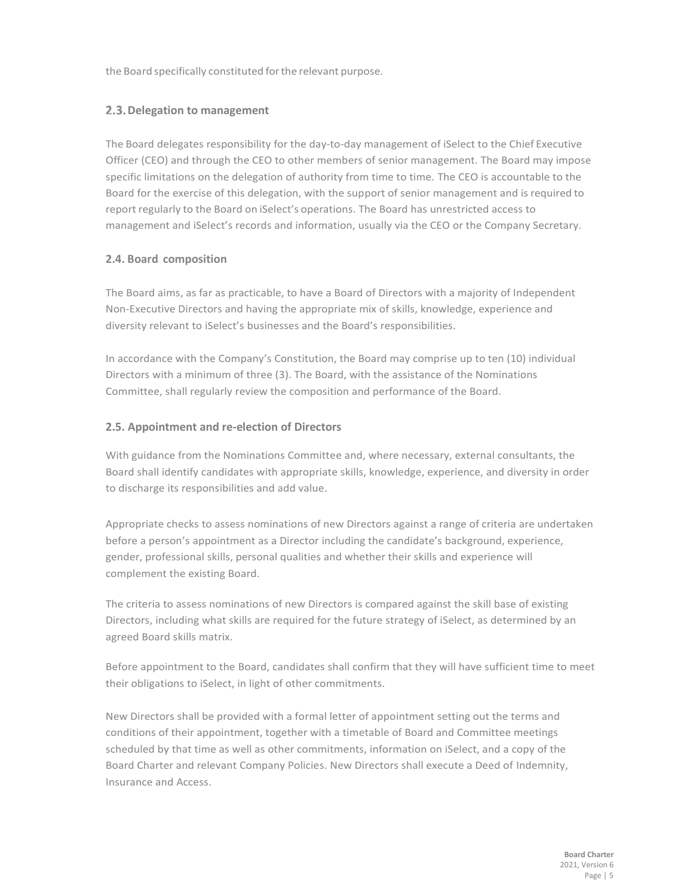the Board specifically constituted for the relevant purpose.

### 2.3. Delegation to management

The Board delegates responsibility for the day-to-day management of iSelect to the Chief Executive Officer (CEO) and through the CEO to other members of senior management. The Board may impose specific limitations on the delegation of authority from time to time. The CEO is accountable to the Board for the exercise of this delegation, with the support of senior management and is required to report regularly to the Board on iSelect's operations. The Board has unrestricted access to management and iSelect's records and information, usually via the CEO or the Company Secretary.

### 2.4. Board composition

The Board aims, as far as practicable, to have a Board of Directors with a majority of Independent Non-Executive Directors and having the appropriate mix of skills, knowledge, experience and diversity relevant to iSelect's businesses and the Board's responsibilities.

In accordance with the Company's Constitution, the Board may comprise up to ten (10) individual Directors with a minimum of three (3). The Board, with the assistance of the Nominations Committee, shall regularly review the composition and performance of the Board.

### 2.5. Appointment and re-election of Directors

With guidance from the Nominations Committee and, where necessary, external consultants, the Board shall identify candidates with appropriate skills, knowledge, experience, and diversity in order to discharge its responsibilities and add value.

Appropriate checks to assess nominations of new Directors against a range of criteria are undertaken before a person's appointment as a Director including the candidate's background, experience, gender, professional skills, personal qualities and whether their skills and experience will complement the existing Board.

The criteria to assess nominations of new Directors is compared against the skill base of existing Directors, including what skills are required for the future strategy of iSelect, as determined by an agreed Board skills matrix.

Before appointment to the Board, candidates shall confirm that they will have sufficient time to meet their obligations to iSelect, in light of other commitments.

New Directors shall be provided with a formal letter of appointment setting out the terms and conditions of their appointment, together with a timetable of Board and Committee meetings scheduled by that time as well as other commitments, information on iSelect, and a copy of the Board Charter and relevant Company Policies. New Directors shall execute a Deed of Indemnity, Insurance and Access.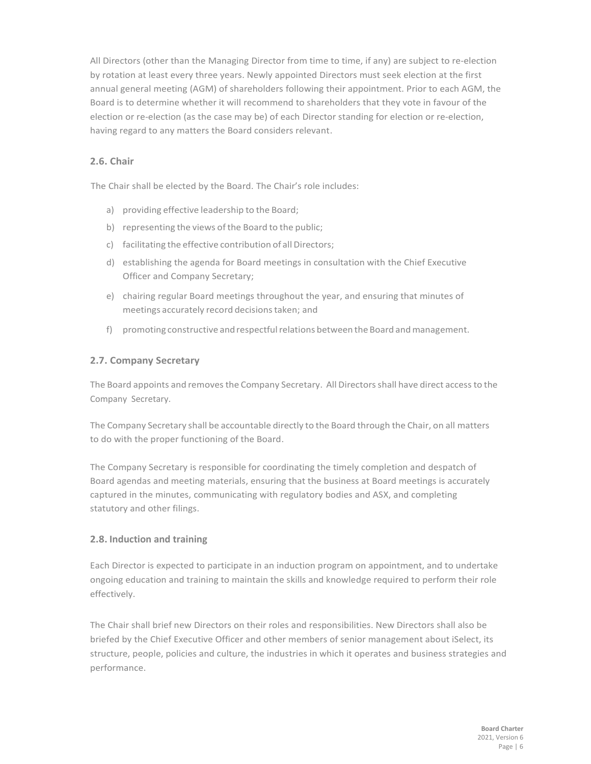All Directors (other than the Managing Director from time to time, if any) are subject to re-election by rotation at least every three years. Newly appointed Directors must seek election at the first annual general meeting (AGM) of shareholders following their appointment. Prior to each AGM, the Board is to determine whether it will recommend to shareholders that they vote in favour of the election or re-election (as the case may be) of each Director standing for election or re-election, having regard to any matters the Board considers relevant.

### 2.6. Chair

The Chair shall be elected by the Board. The Chair's role includes:

a) providing effective leadership to the Board;

b) representing the views of the Board to the public;

c) facilitating the effective contribution of all Directors;

d) establishing the agenda for Board meetings in consultation with the Chief Executive Officer and Company Secretary;

e) chairing regular Board meetings throughout the year, and ensuring that minutes of meetings accurately record decisions taken; and

f) promoting constructive and respectful relations between the Board and management.

### 2.7. Company Secretary

The Board appoints and removes the Company Secretary. All Directors shall have direct access to the Company Secretary.

The Company Secretary shall be accountable directly to the Board through the Chair, on all matters to do with the proper functioning of the Board.

The Company Secretary is responsible for coordinating the timely completion and despatch of Board agendas and meeting materials, ensuring that the business at Board meetings is accurately captured in the minutes, communicating with regulatory bodies and ASX, and completing statutory and other filings.

### 2.8. Induction and training

Each Director is expected to participate in an induction program on appointment, and to undertake ongoing education and training to maintain the skills and knowledge required to perform their role effectively.

The Chair shall brief new Directors on their roles and responsibilities. New Directors shall also be briefed by the Chief Executive Officer and other members of senior management about iSelect, its structure, people, policies and culture, the industries in which it operates and business strategies and performance.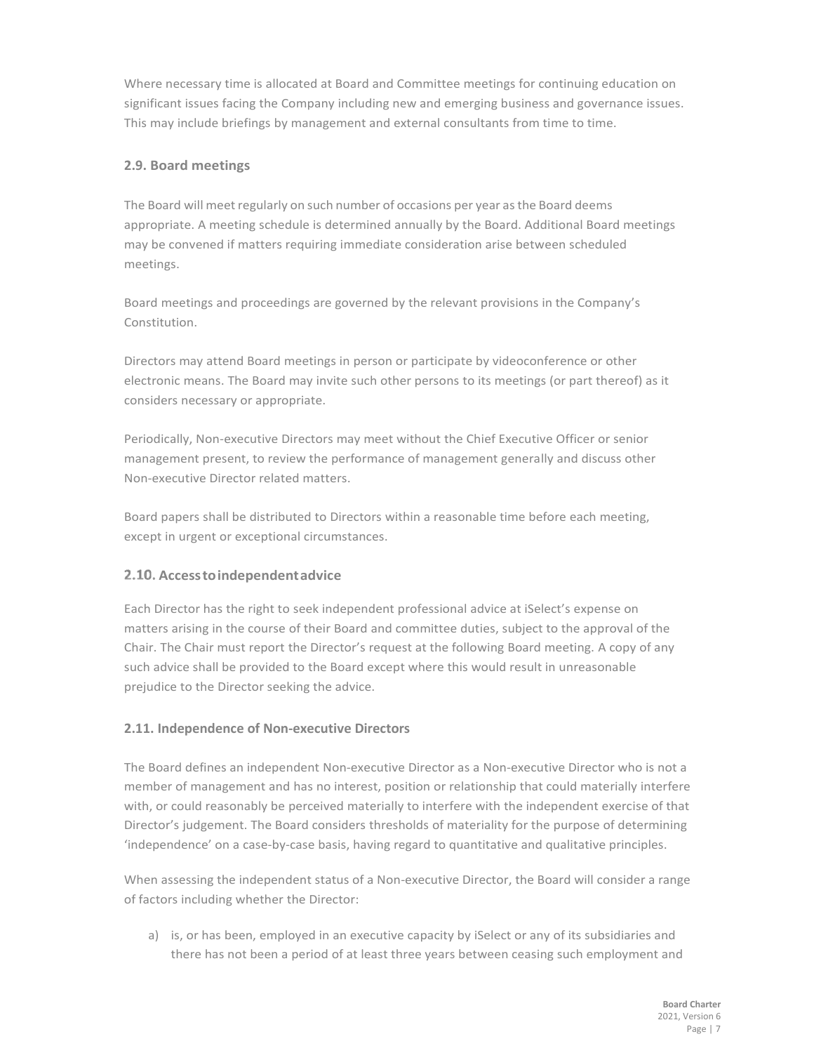Where necessary time is allocated at Board and Committee meetings for continuing education on significant issues facing the Company including new and emerging business and governance issues. This may include briefings by management and external consultants from time to time.

### 2.9. Board meetings

The Board will meet regularly on such number of occasions per year as the Board deems appropriate. A meeting schedule is determined annually by the Board. Additional Board meetings may be convened if matters requiring immediate consideration arise between scheduled meetings.

Board meetings and proceedings are governed by the relevant provisions in the Company's Constitution.

Directors may attend Board meetings in person or participate by videoconference or other electronic means. The Board may invite such other persons to its meetings (or part thereof) as it considers necessary or appropriate.

Periodically, Non-executive Directors may meet without the Chief Executive Officer or senior management present, to review the performance of management generally and discuss other Non-executive Director related matters.

Board papers shall be distributed to Directors within a reasonable time before each meeting, except in urgent or exceptional circumstances.

### 2.10. Access to independent advice

Each Director has the right to seek independent professional advice at iSelect's expense on matters arising in the course of their Board and committee duties, subject to the approval of the Chair. The Chair must report the Director's request at the following Board meeting. A copy of any such advice shall be provided to the Board except where this would result in unreasonable prejudice to the Director seeking the advice.

### 2.11. Independence of Non-executive Directors

The Board defines an independent Non-executive Director as a Non-executive Director who is not a member of management and has no interest, position or relationship that could materially interfere with, or could reasonably be perceived materially to interfere with the independent exercise of that Director's judgement. The Board considers thresholds of materiality for the purpose of determining 'independence' on a case-by-case basis, having regard to quantitative and qualitative principles.

When assessing the independent status of a Non-executive Director, the Board will consider a range of factors including whether the Director:

a) is, or has been, employed in an executive capacity by iSelect or any of its subsidiaries and there has not been a period of at least three years between ceasing such employment and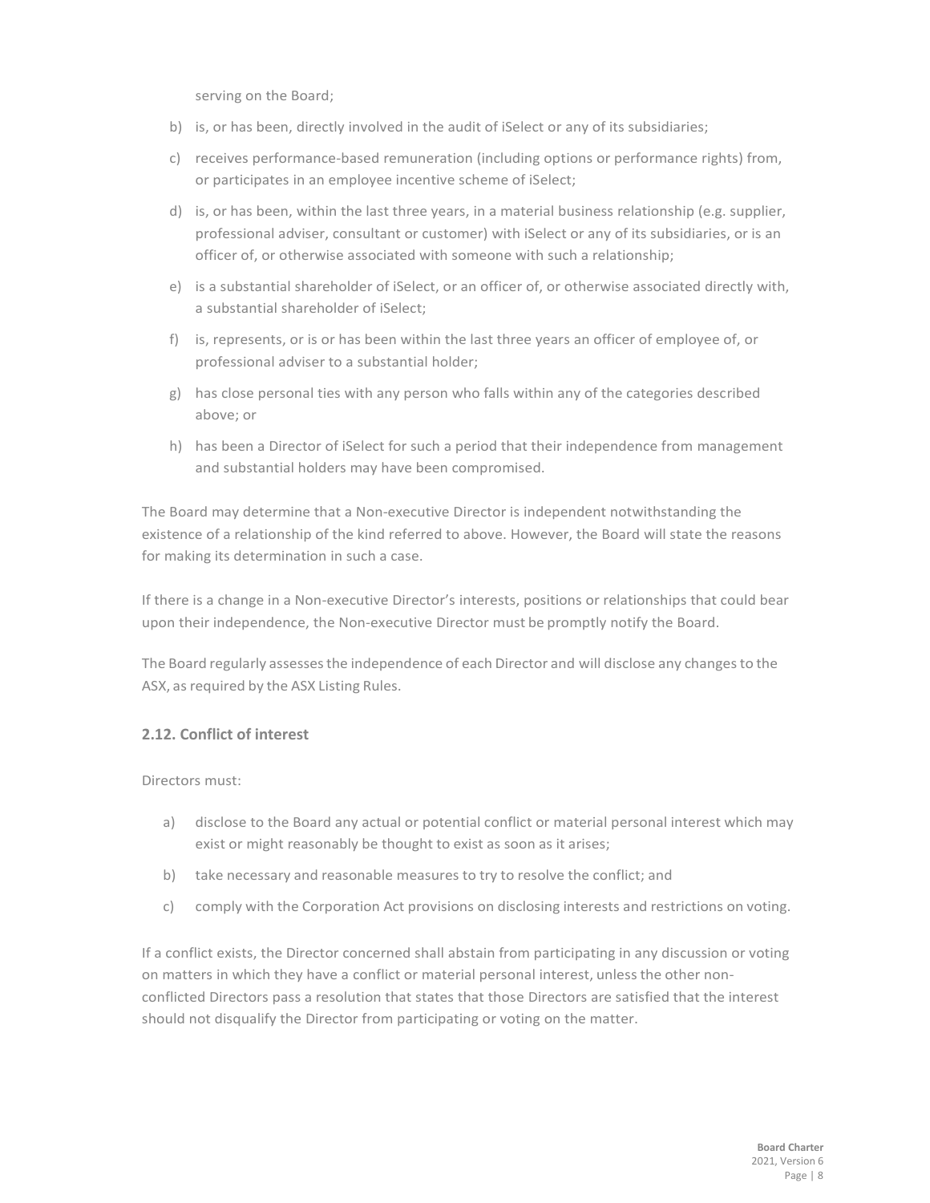serving on the Board;

b) is, or has been, directly involved in the audit of iSelect or any of its subsidiaries;

c) receives performance-based remuneration (including options or performance rights) from, or participates in an employee incentive scheme of iSelect;

d) is, or has been, within the last three years, in a material business relationship (e.g. supplier, professional adviser, consultant or customer) with iSelect or any of its subsidiaries, or is an officer of, or otherwise associated with someone with such a relationship;

e) is a substantial shareholder of iSelect, or an officer of, or otherwise associated directly with, a substantial shareholder of iSelect;

f) is, represents, or is or has been within the last three years an officer of employee of, or professional adviser to a substantial holder;

g) has close personal ties with any person who falls within any of the categories described above; or

h) has been a Director of iSelect for such a period that their independence from management and substantial holders may have been compromised.

The Board may determine that a Non-executive Director is independent notwithstanding the existence of a relationship of the kind referred to above. However, the Board will state the reasons for making its determination in such a case.

If there is a change in a Non-executive Director's interests, positions or relationships that could bear upon their independence, the Non-executive Director must be promptly notify the Board.

The Board regularly assesses the independence of each Director and will disclose any changes to the ASX, as required by the ASX Listing Rules.

### 2.12. Conflict of interest

Directors must:

a) disclose to the Board any actual or potential conflict or material personal interest which may exist or might reasonably be thought to exist as soon as it arises;

b) take necessary and reasonable measures to try to resolve the conflict; and

c) comply with the Corporation Act provisions on disclosing interests and restrictions on voting.

If a conflict exists, the Director concerned shall abstain from participating in any discussion or voting on matters in which they have a conflict or material personal interest, unless the other non-conflicted Directors pass a resolution that states that those Directors are satisfied that the interest should not disqualify the Director from participating or voting on the matter.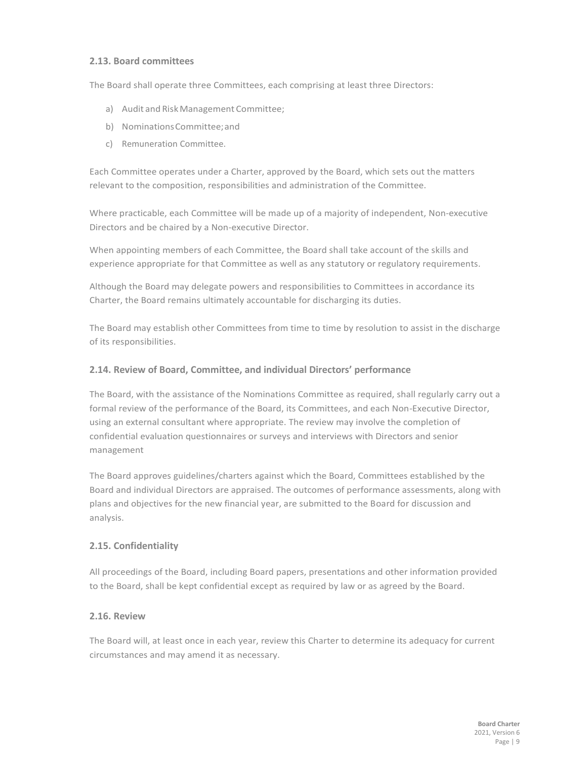### 2.13. Board committees

The Board shall operate three Committees, each comprising at least three Directors:

a) Audit and Risk Management Committee;

b) Nominations Committee; and

c) Remuneration Committee.

Each Committee operates under a Charter, approved by the Board, which sets out the matters relevant to the composition, responsibilities and administration of the Committee.

Where practicable, each Committee will be made up of a majority of independent, Non-executive Directors and be chaired by a Non-executive Director.

When appointing members of each Committee, the Board shall take account of the skills and experience appropriate for that Committee as well as any statutory or regulatory requirements.

Although the Board may delegate powers and responsibilities to Committees in accordance its Charter, the Board remains ultimately accountable for discharging its duties.

The Board may establish other Committees from time to time by resolution to assist in the discharge of its responsibilities.

### 2.14. Review of Board, Committee, and individual Directors' performance

The Board, with the assistance of the Nominations Committee as required, shall regularly carry out a formal review of the performance of the Board, its Committees, and each Non-Executive Director, using an external consultant where appropriate. The review may involve the completion of confidential evaluation questionnaires or surveys and interviews with Directors and senior management

The Board approves guidelines/charters against which the Board, Committees established by the Board and individual Directors are appraised. The outcomes of performance assessments, along with plans and objectives for the new financial year, are submitted to the Board for discussion and analysis.

### 2.15. Confidentiality

All proceedings of the Board, including Board papers, presentations and other information provided to the Board, shall be kept confidential except as required by law or as agreed by the Board.

### 2.16. Review

The Board will, at least once in each year, review this Charter to determine its adequacy for current circumstances and may amend it as necessary.